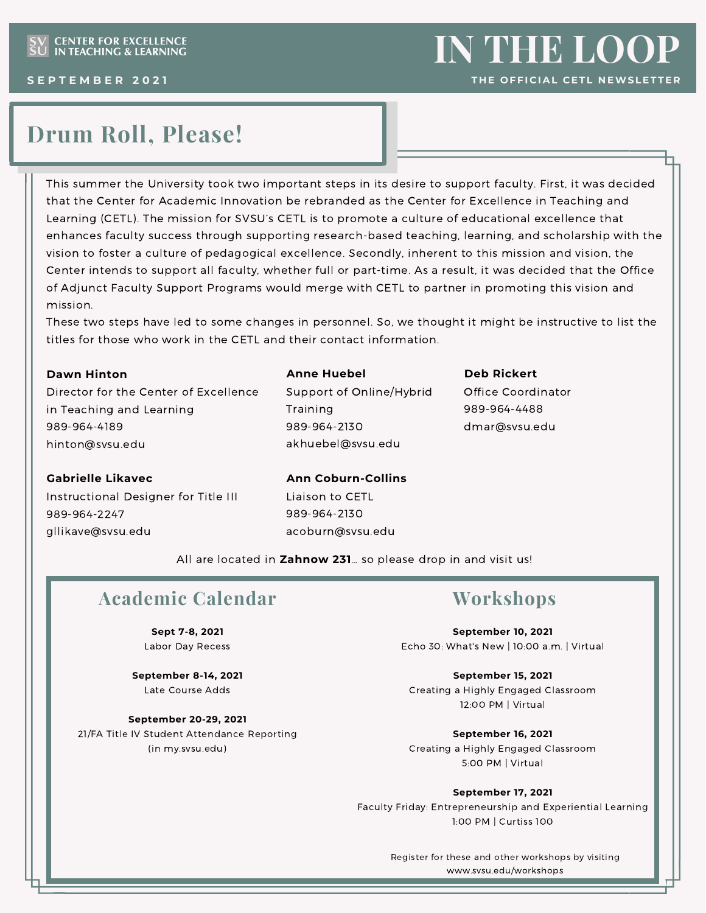CENTER FOR EXCELLENCE IN TEACHING & LEARNING

SEPTEMBER 2021

# IN THE LOOP

THE OFFICIAL CETL NEWSLETTER

## Drum Roll, Please!

This summer the University took two important steps in its desire to support faculty. First, it was decided that the Center for Academic Innovation be rebranded as the Center for Excellence in Teaching and Learning (CETL). The mission for SVSU's CETL is to promote a culture of educational excellence that enhances faculty success through supporting research-based teaching, learning, and scholarship with the vision to foster a culture of pedagogical excellence. Secondly, inherent to this mission and vision, the Center intends to support all faculty, whether full or part-time. As a result, it was decided that the Office of Adjunct Faculty Support Programs would merge with CETL to partner in promoting this vision and mission.

These two steps have led to some changes in personnel. So, we thought it might be instructive to list the titles for those who work in the CETL and their contact information.

**Dawn Hinton**
Director for the Center of Excellence in Teaching and Learning
989-964-4189
hinton@svsu.edu

**Anne Huebel**
Support of Online/Hybrid Training
989-964-2130
akhuebel@svsu.edu

**Deb Rickert**
Office Coordinator
989-964-4488
dmar@svsu.edu

**Gabrielle Likavec**
Instructional Designer for Title III
989-964-2247
gllikave@svsu.edu

**Ann Coburn-Collins**
Liaison to CETL
989-964-2130
acoburn@svsu.edu

All are located in **Zahnow 231**... so please drop in and visit us!

## Academic Calendar

**Sept 7-8, 2021**
Labor Day Recess

**September 8-14, 2021**
Late Course Adds

**September 20-29, 2021**
21/FA Title IV Student Attendance Reporting (in my.svsu.edu)

## Workshops

**September 10, 2021**
Echo 30: What's New | 10:00 a.m. | Virtual

**September 15, 2021**
Creating a Highly Engaged Classroom
12:00 PM | Virtual

**September 16, 2021**
Creating a Highly Engaged Classroom
5:00 PM | Virtual

**September 17, 2021**
Faculty Friday: Entrepreneurship and Experiential Learning
1:00 PM | Curtiss 100

Register for these and other workshops by visiting www.svsu.edu/workshops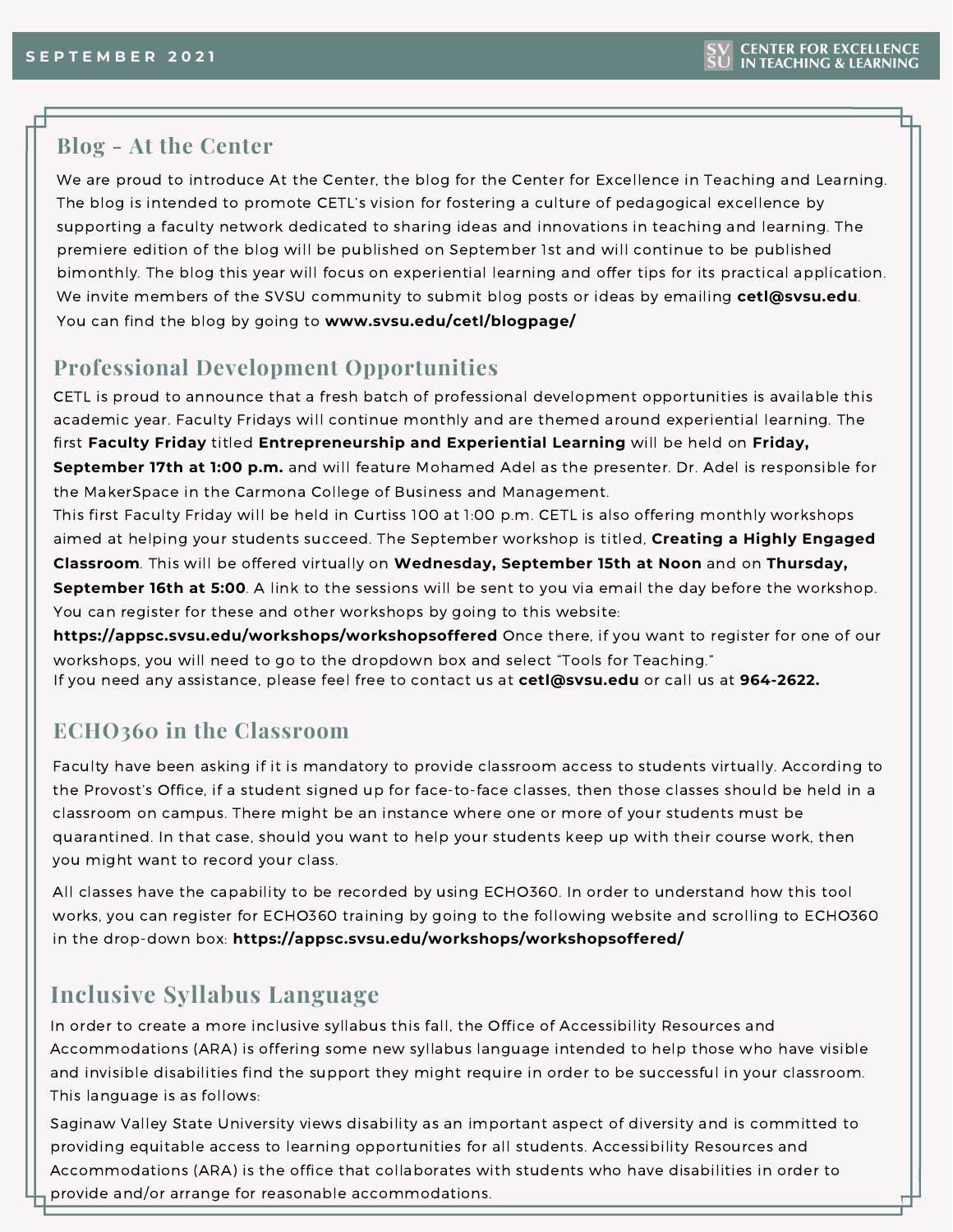## Blog - At the Center

We are proud to introduce At the Center, the blog for the Center for Excellence in Teaching and Learning. The blog is intended to promote CETL's vision for fostering a culture of pedagogical excellence by supporting a faculty network dedicated to sharing ideas and innovations in teaching and learning. The premiere edition of the blog will be published on September 1st and will continue to be published bimonthly. The blog this year will focus on experiential learning and offer tips for its practical application. We invite members of the SVSU community to submit blog posts or ideas by emailing **cetl@svsu.edu**. You can find the blog by going to **www.svsu.edu/cetl/blogpage/**

## Professional Development Opportunities

CETL is proud to announce that a fresh batch of professional development opportunities is available this academic year. Faculty Fridays will continue monthly and are themed around experiential learning. The first **Faculty Friday** titled **Entrepreneurship and Experiential Learning** will be held on **Friday, September 17th at 1:00 p.m.** and will feature Mohamed Adel as the presenter. Dr. Adel is responsible for the MakerSpace in the Carmona College of Business and Management.

This first Faculty Friday will be held in Curtiss 100 at 1:00 p.m. CETL is also offering monthly workshops aimed at helping your students succeed. The September workshop is titled, **Creating a Highly Engaged Classroom**. This will be offered virtually on **Wednesday, September 15th at Noon** and on **Thursday, September 16th at 5:00**. A link to the sessions will be sent to you via email the day before the workshop. You can register for these and other workshops by going to this website: **https://appsc.svsu.edu/workshops/workshopsoffered** Once there, if you want to register for one of our workshops, you will need to go to the dropdown box and select "Tools for Teaching."

If you need any assistance, please feel free to contact us at **cetl@svsu.edu** or call us at **964-2622.**

## ECHO360 in the Classroom

Faculty have been asking if it is mandatory to provide classroom access to students virtually. According to the Provost's Office, if a student signed up for face-to-face classes, then those classes should be held in a classroom on campus. There might be an instance where one or more of your students must be quarantined. In that case, should you want to help your students keep up with their course work, then you might want to record your class.

All classes have the capability to be recorded by using ECHO360. In order to understand how this tool works, you can register for ECHO360 training by going to the following website and scrolling to ECHO360 in the drop-down box: **https://appsc.svsu.edu/workshops/workshopsoffered/**

## Inclusive Syllabus Language

In order to create a more inclusive syllabus this fall, the Office of Accessibility Resources and Accommodations (ARA) is offering some new syllabus language intended to help those who have visible and invisible disabilities find the support they might require in order to be successful in your classroom. This language is as follows:

Saginaw Valley State University views disability as an important aspect of diversity and is committed to providing equitable access to learning opportunities for all students. Accessibility Resources and Accommodations (ARA) is the office that collaborates with students who have disabilities in order to provide and/or arrange for reasonable accommodations.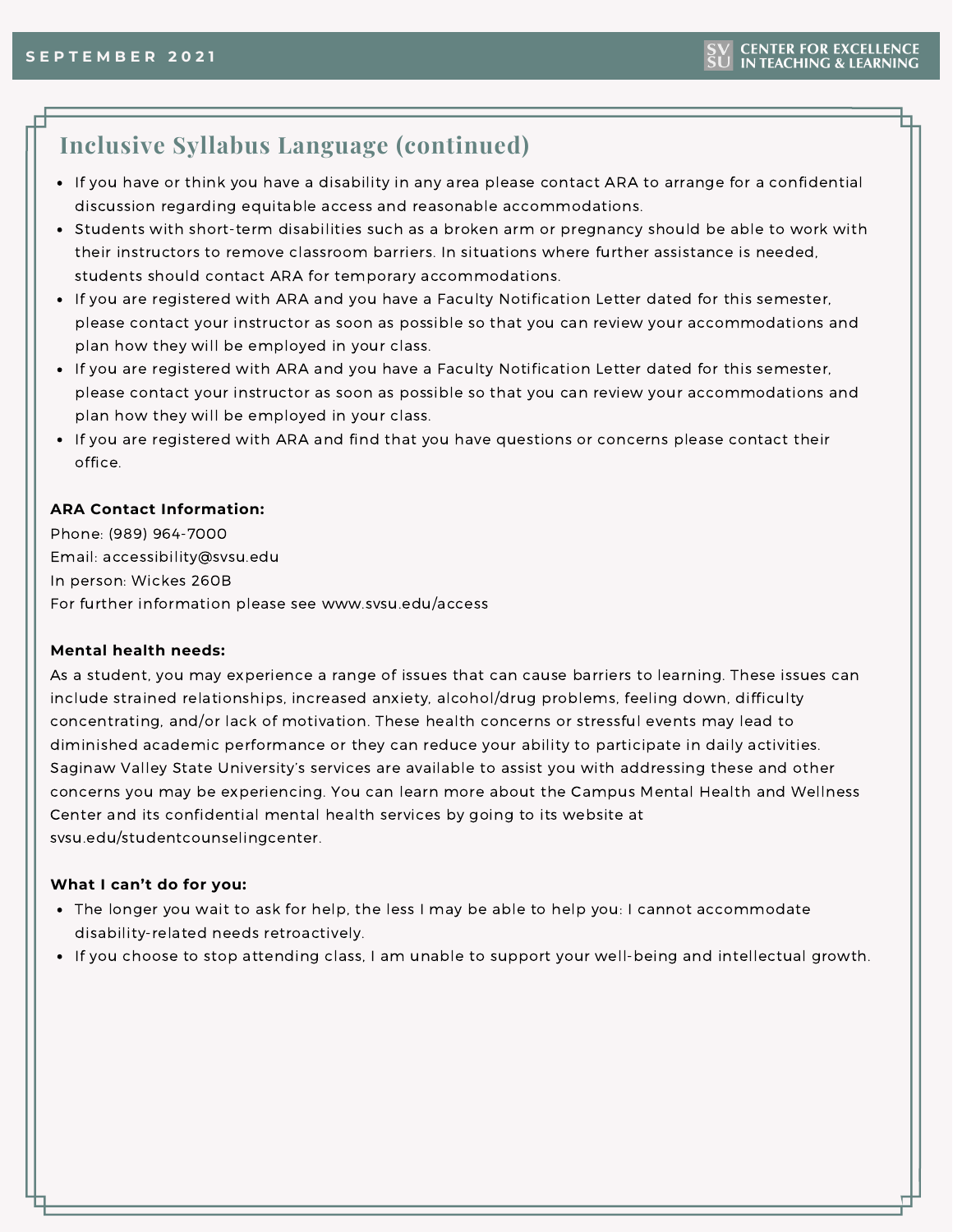## Inclusive Syllabus Language (continued)

- If you have or think you have a disability in any area please contact ARA to arrange for a confidential discussion regarding equitable access and reasonable accommodations.
- Students with short-term disabilities such as a broken arm or pregnancy should be able to work with their instructors to remove classroom barriers. In situations where further assistance is needed, students should contact ARA for temporary accommodations.
- If you are registered with ARA and you have a Faculty Notification Letter dated for this semester, please contact your instructor as soon as possible so that you can review your accommodations and plan how they will be employed in your class.
- If you are registered with ARA and you have a Faculty Notification Letter dated for this semester, please contact your instructor as soon as possible so that you can review your accommodations and plan how they will be employed in your class.
- If you are registered with ARA and find that you have questions or concerns please contact their office.

**ARA Contact Information:**
Phone: (989) 964-7000
Email: accessibility@svsu.edu
In person: Wickes 260B
For further information please see www.svsu.edu/access

**Mental health needs:**
As a student, you may experience a range of issues that can cause barriers to learning. These issues can include strained relationships, increased anxiety, alcohol/drug problems, feeling down, difficulty concentrating, and/or lack of motivation. These health concerns or stressful events may lead to diminished academic performance or they can reduce your ability to participate in daily activities. Saginaw Valley State University's services are available to assist you with addressing these and other concerns you may be experiencing. You can learn more about the Campus Mental Health and Wellness Center and its confidential mental health services by going to its website at svsu.edu/studentcounselingcenter.

**What I can't do for you:**

- The longer you wait to ask for help, the less I may be able to help you: I cannot accommodate disability-related needs retroactively.
- If you choose to stop attending class, I am unable to support your well-being and intellectual growth.